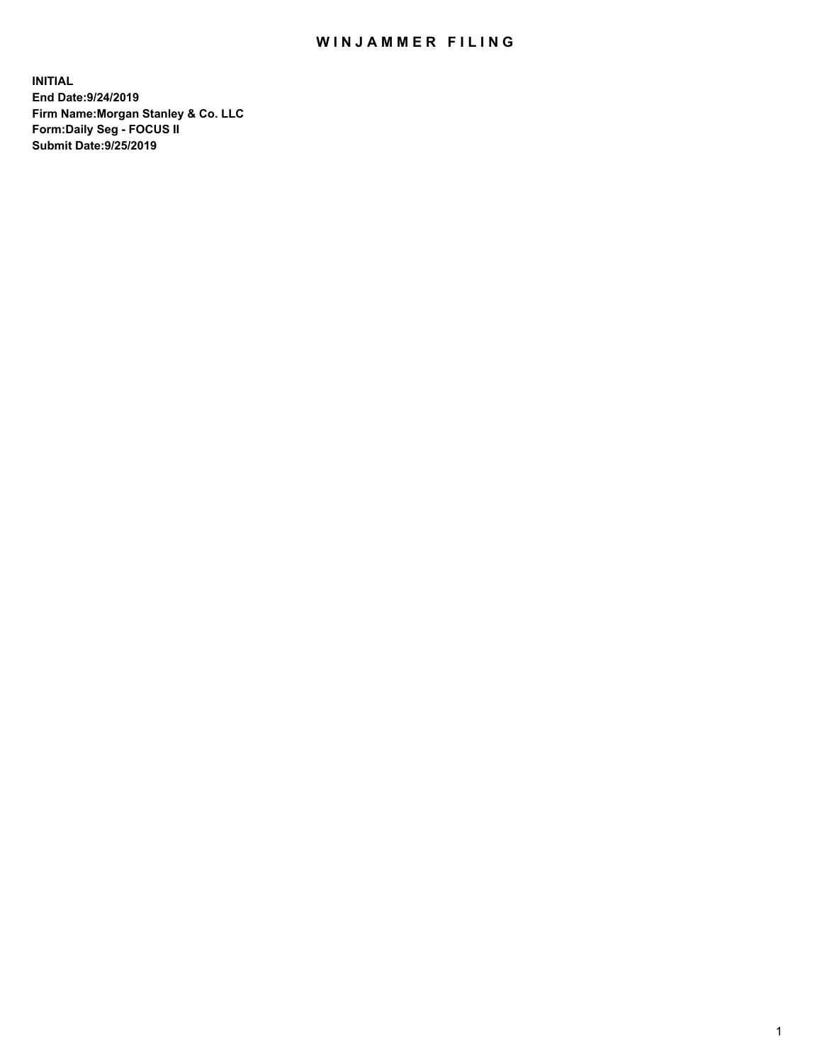# WINJAMMER FILING

**INITIAL**
**End Date:9/24/2019**
**Firm Name:Morgan Stanley & Co. LLC**
**Form:Daily Seg - FOCUS II**
**Submit Date:9/25/2019**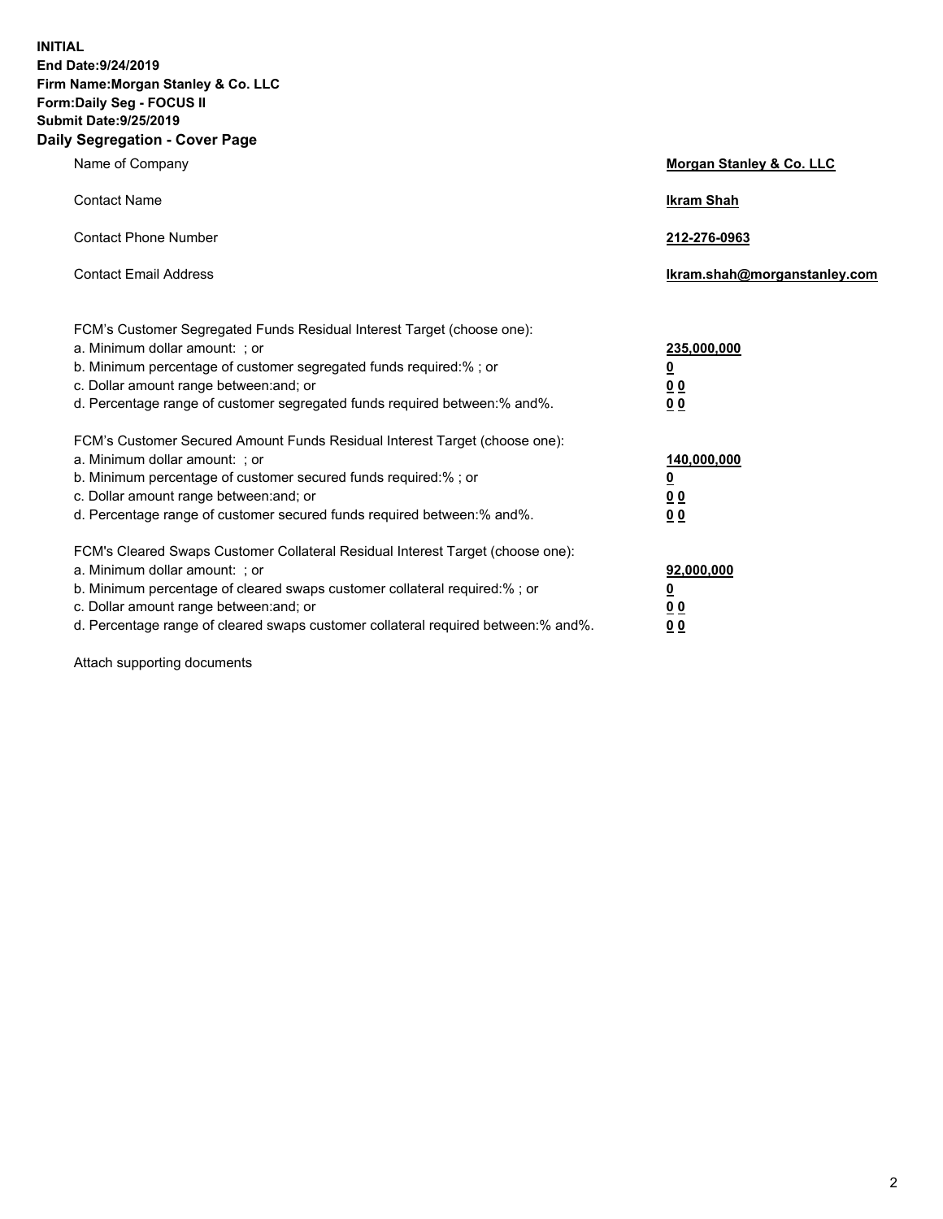**INITIAL**
**End Date:9/24/2019**
**Firm Name:Morgan Stanley & Co. LLC**
**Form:Daily Seg - FOCUS II**
**Submit Date:9/25/2019**

## Daily Segregation - Cover Page

| | |
|---|---|
| Name of Company | **Morgan Stanley & Co. LLC** |
| Contact Name | **Ikram Shah** |
| Contact Phone Number | **212-276-0963** |
| Contact Email Address | **Ikram.shah@morganstanley.com** |

| | |
|---|---|
| FCM's Customer Segregated Funds Residual Interest Target (choose one): | |
| a. Minimum dollar amount: ; or | **235,000,000** |
| b. Minimum percentage of customer segregated funds required:% ; or | **0** |
| c. Dollar amount range between:and; or | **0 0** |
| d. Percentage range of customer segregated funds required between:% and%. | **0 0** |
| FCM's Customer Secured Amount Funds Residual Interest Target (choose one): | |
| a. Minimum dollar amount: ; or | **140,000,000** |
| b. Minimum percentage of customer secured funds required:% ; or | **0** |
| c. Dollar amount range between:and; or | **0 0** |
| d. Percentage range of customer secured funds required between:% and%. | **0 0** |
| FCM's Cleared Swaps Customer Collateral Residual Interest Target (choose one): | |
| a. Minimum dollar amount: ; or | **92,000,000** |
| b. Minimum percentage of cleared swaps customer collateral required:% ; or | **0** |
| c. Dollar amount range between:and; or | **0 0** |
| d. Percentage range of cleared swaps customer collateral required between:% and%. | **0 0** |

Attach supporting documents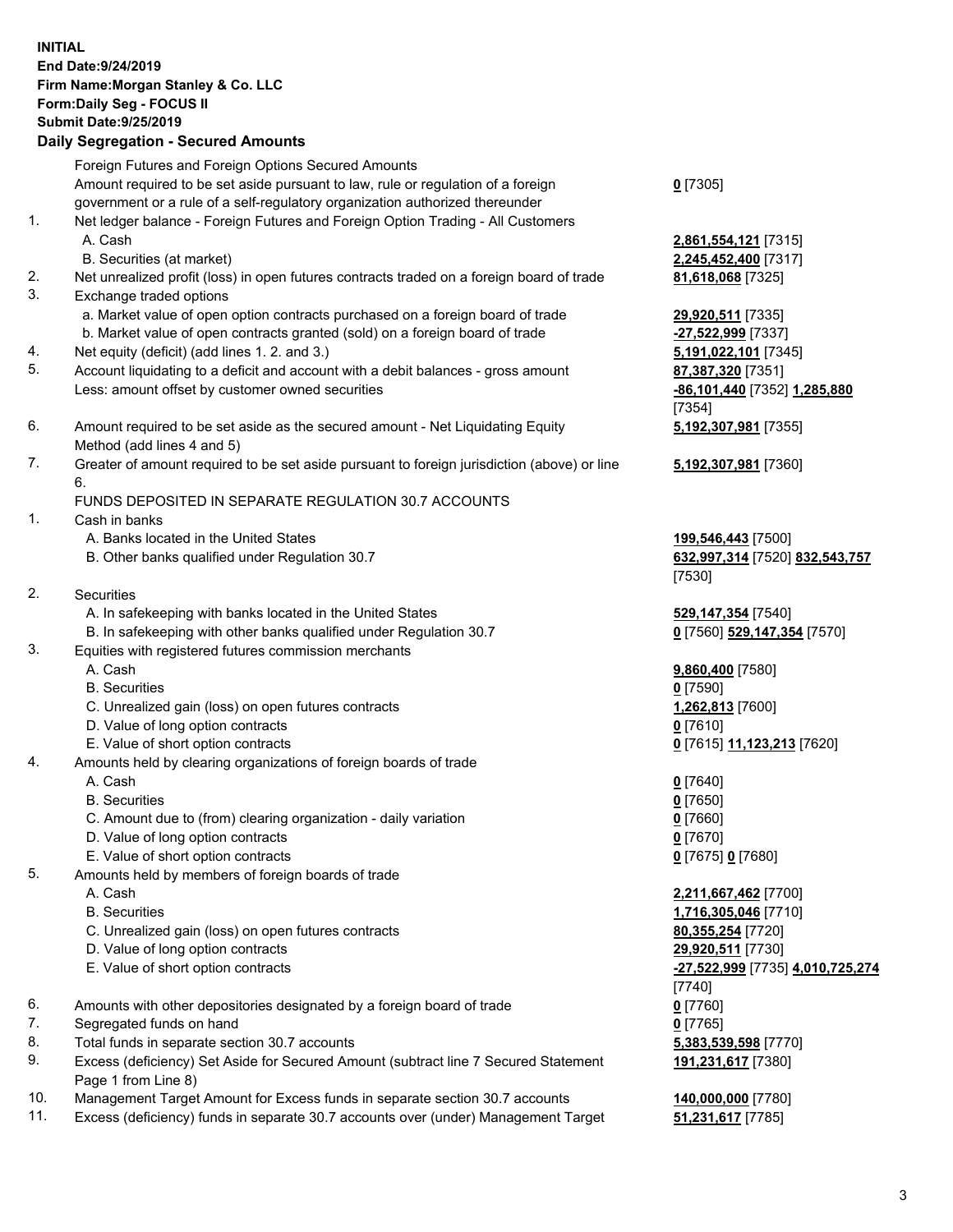**INITIAL**
**End Date:9/24/2019**
**Firm Name:Morgan Stanley & Co. LLC**
**Form:Daily Seg - FOCUS II**
**Submit Date:9/25/2019**

**Daily Segregation - Secured Amounts**

| | | |
|---|---|---|
| | Foreign Futures and Foreign Options Secured Amounts | |
| | Amount required to be set aside pursuant to law, rule or regulation of a foreign government or a rule of a self-regulatory organization authorized thereunder | **0** [7305] |
| 1. | Net ledger balance - Foreign Futures and Foreign Option Trading - All Customers | |
| | A. Cash | **2,861,554,121** [7315] |
| | B. Securities (at market) | **2,245,452,400** [7317] |
| 2. | Net unrealized profit (loss) in open futures contracts traded on a foreign board of trade | **81,618,068** [7325] |
| 3. | Exchange traded options | |
| | a. Market value of open option contracts purchased on a foreign board of trade | **29,920,511** [7335] |
| | b. Market value of open contracts granted (sold) on a foreign board of trade | **-27,522,999** [7337] |
| 4. | Net equity (deficit) (add lines 1. 2. and 3.) | **5,191,022,101** [7345] |
| 5. | Account liquidating to a deficit and account with a debit balances - gross amount | **87,387,320** [7351] |
| | Less: amount offset by customer owned securities | **-86,101,440** [7352] **1,285,880** [7354] |
| 6. | Amount required to be set aside as the secured amount - Net Liquidating Equity Method (add lines 4 and 5) | **5,192,307,981** [7355] |
| 7. | Greater of amount required to be set aside pursuant to foreign jurisdiction (above) or line 6. | **5,192,307,981** [7360] |
| | FUNDS DEPOSITED IN SEPARATE REGULATION 30.7 ACCOUNTS | |
| 1. | Cash in banks | |
| | A. Banks located in the United States | **199,546,443** [7500] |
| | B. Other banks qualified under Regulation 30.7 | **632,997,314** [7520] **832,543,757** [7530] |
| 2. | Securities | |
| | A. In safekeeping with banks located in the United States | **529,147,354** [7540] |
| | B. In safekeeping with other banks qualified under Regulation 30.7 | **0** [7560] **529,147,354** [7570] |
| 3. | Equities with registered futures commission merchants | |
| | A. Cash | **9,860,400** [7580] |
| | B. Securities | **0** [7590] |
| | C. Unrealized gain (loss) on open futures contracts | **1,262,813** [7600] |
| | D. Value of long option contracts | **0** [7610] |
| | E. Value of short option contracts | **0** [7615] **11,123,213** [7620] |
| 4. | Amounts held by clearing organizations of foreign boards of trade | |
| | A. Cash | **0** [7640] |
| | B. Securities | **0** [7650] |
| | C. Amount due to (from) clearing organization - daily variation | **0** [7660] |
| | D. Value of long option contracts | **0** [7670] |
| | E. Value of short option contracts | **0** [7675] **0** [7680] |
| 5. | Amounts held by members of foreign boards of trade | |
| | A. Cash | **2,211,667,462** [7700] |
| | B. Securities | **1,716,305,046** [7710] |
| | C. Unrealized gain (loss) on open futures contracts | **80,355,254** [7720] |
| | D. Value of long option contracts | **29,920,511** [7730] |
| | E. Value of short option contracts | **-27,522,999** [7735] **4,010,725,274** [7740] |
| 6. | Amounts with other depositories designated by a foreign board of trade | **0** [7760] |
| 7. | Segregated funds on hand | **0** [7765] |
| 8. | Total funds in separate section 30.7 accounts | **5,383,539,598** [7770] |
| 9. | Excess (deficiency) Set Aside for Secured Amount (subtract line 7 Secured Statement Page 1 from Line 8) | **191,231,617** [7380] |
| 10. | Management Target Amount for Excess funds in separate section 30.7 accounts | **140,000,000** [7780] |
| 11. | Excess (deficiency) funds in separate 30.7 accounts over (under) Management Target | **51,231,617** [7785] |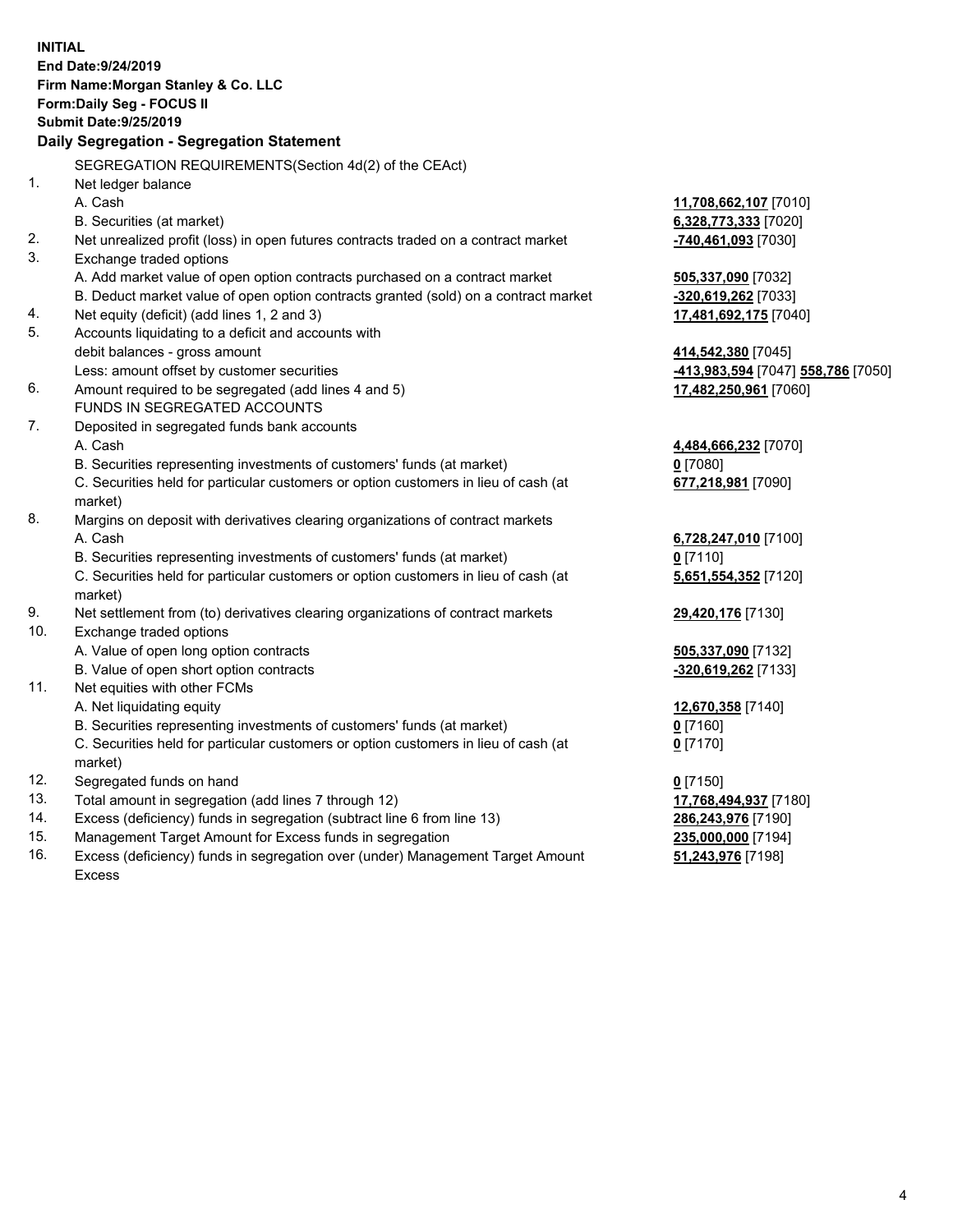**INITIAL**
**End Date:9/24/2019**
**Firm Name:Morgan Stanley & Co. LLC**
**Form:Daily Seg - FOCUS II**
**Submit Date:9/25/2019**

**Daily Segregation - Segregation Statement**

| | | |
|---|---|---|
| | SEGREGATION REQUIREMENTS(Section 4d(2) of the CEAct) | |
| 1. | Net ledger balance | |
| | A. Cash | **11,708,662,107** [7010] |
| | B. Securities (at market) | **6,328,773,333** [7020] |
| 2. | Net unrealized profit (loss) in open futures contracts traded on a contract market | **-740,461,093** [7030] |
| 3. | Exchange traded options | |
| | A. Add market value of open option contracts purchased on a contract market | **505,337,090** [7032] |
| | B. Deduct market value of open option contracts granted (sold) on a contract market | **-320,619,262** [7033] |
| 4. | Net equity (deficit) (add lines 1, 2 and 3) | **17,481,692,175** [7040] |
| 5. | Accounts liquidating to a deficit and accounts with | |
| | debit balances - gross amount | **414,542,380** [7045] |
| | Less: amount offset by customer securities | **-413,983,594** [7047] **558,786** [7050] |
| 6. | Amount required to be segregated (add lines 4 and 5) | **17,482,250,961** [7060] |
| | FUNDS IN SEGREGATED ACCOUNTS | |
| 7. | Deposited in segregated funds bank accounts | |
| | A. Cash | **4,484,666,232** [7070] |
| | B. Securities representing investments of customers' funds (at market) | **0** [7080] |
| | C. Securities held for particular customers or option customers in lieu of cash (at market) | **677,218,981** [7090] |
| 8. | Margins on deposit with derivatives clearing organizations of contract markets | |
| | A. Cash | **6,728,247,010** [7100] |
| | B. Securities representing investments of customers' funds (at market) | **0** [7110] |
| | C. Securities held for particular customers or option customers in lieu of cash (at market) | **5,651,554,352** [7120] |
| 9. | Net settlement from (to) derivatives clearing organizations of contract markets | **29,420,176** [7130] |
| 10. | Exchange traded options | |
| | A. Value of open long option contracts | **505,337,090** [7132] |
| | B. Value of open short option contracts | **-320,619,262** [7133] |
| 11. | Net equities with other FCMs | |
| | A. Net liquidating equity | **12,670,358** [7140] |
| | B. Securities representing investments of customers' funds (at market) | **0** [7160] |
| | C. Securities held for particular customers or option customers in lieu of cash (at market) | **0** [7170] |
| 12. | Segregated funds on hand | **0** [7150] |
| 13. | Total amount in segregation (add lines 7 through 12) | **17,768,494,937** [7180] |
| 14. | Excess (deficiency) funds in segregation (subtract line 6 from line 13) | **286,243,976** [7190] |
| 15. | Management Target Amount for Excess funds in segregation | **235,000,000** [7194] |
| 16. | Excess (deficiency) funds in segregation over (under) Management Target Amount Excess | **51,243,976** [7198] |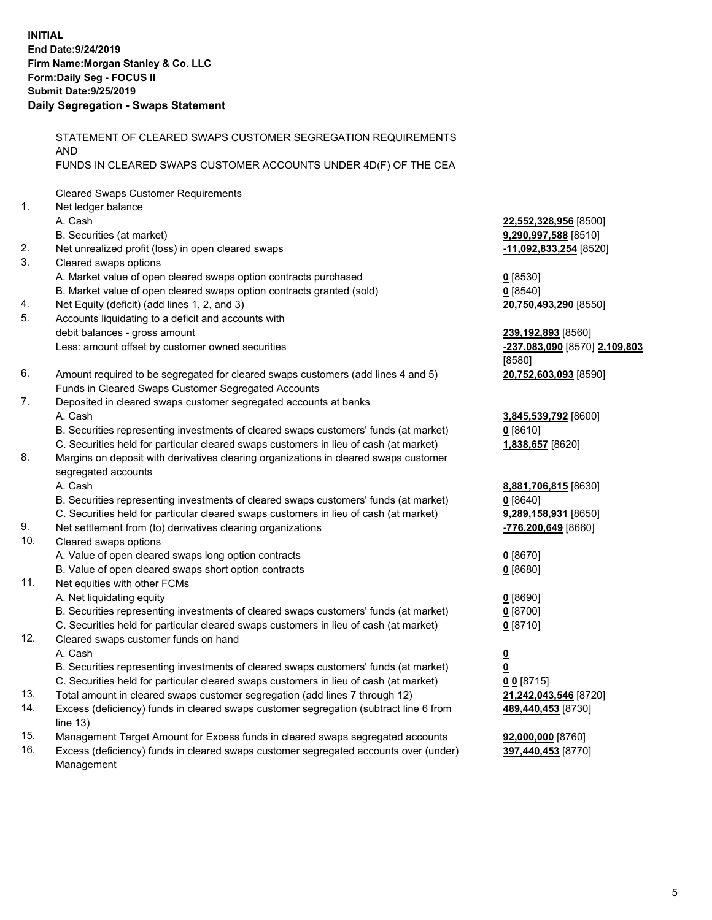**INITIAL**
**End Date:9/24/2019**
**Firm Name:Morgan Stanley & Co. LLC**
**Form:Daily Seg - FOCUS II**
**Submit Date:9/25/2019**
**Daily Segregation - Swaps Statement**

STATEMENT OF CLEARED SWAPS CUSTOMER SEGREGATION REQUIREMENTS AND FUNDS IN CLEARED SWAPS CUSTOMER ACCOUNTS UNDER 4D(F) OF THE CEA

| | | |
|---|---|---|
| | Cleared Swaps Customer Requirements | |
| 1. | Net ledger balance | |
| | A. Cash | **22,552,328,956** [8500] |
| | B. Securities (at market) | **9,290,997,588** [8510] |
| 2. | Net unrealized profit (loss) in open cleared swaps | **-11,092,833,254** [8520] |
| 3. | Cleared swaps options | |
| | A. Market value of open cleared swaps option contracts purchased | **0** [8530] |
| | B. Market value of open cleared swaps option contracts granted (sold) | **0** [8540] |
| 4. | Net Equity (deficit) (add lines 1, 2, and 3) | **20,750,493,290** [8550] |
| 5. | Accounts liquidating to a deficit and accounts with debit balances - gross amount | **239,192,893** [8560] |
| | Less: amount offset by customer owned securities | **-237,083,090** [8570] **2,109,803** [8580] |
| 6. | Amount required to be segregated for cleared swaps customers (add lines 4 and 5) | **20,752,603,093** [8590] |
| | Funds in Cleared Swaps Customer Segregated Accounts | |
| 7. | Deposited in cleared swaps customer segregated accounts at banks | |
| | A. Cash | **3,845,539,792** [8600] |
| | B. Securities representing investments of cleared swaps customers' funds (at market) | **0** [8610] |
| | C. Securities held for particular cleared swaps customers in lieu of cash (at market) | **1,838,657** [8620] |
| 8. | Margins on deposit with derivatives clearing organizations in cleared swaps customer segregated accounts | |
| | A. Cash | **8,881,706,815** [8630] |
| | B. Securities representing investments of cleared swaps customers' funds (at market) | **0** [8640] |
| | C. Securities held for particular cleared swaps customers in lieu of cash (at market) | **9,289,158,931** [8650] |
| 9. | Net settlement from (to) derivatives clearing organizations | **-776,200,649** [8660] |
| 10. | Cleared swaps options | |
| | A. Value of open cleared swaps long option contracts | **0** [8670] |
| | B. Value of open cleared swaps short option contracts | **0** [8680] |
| 11. | Net equities with other FCMs | |
| | A. Net liquidating equity | **0** [8690] |
| | B. Securities representing investments of cleared swaps customers' funds (at market) | **0** [8700] |
| | C. Securities held for particular cleared swaps customers in lieu of cash (at market) | **0** [8710] |
| 12. | Cleared swaps customer funds on hand | |
| | A. Cash | **0** |
| | B. Securities representing investments of cleared swaps customers' funds (at market) | **0** |
| | C. Securities held for particular cleared swaps customers in lieu of cash (at market) | **0** **0** [8715] |
| 13. | Total amount in cleared swaps customer segregation (add lines 7 through 12) | **21,242,043,546** [8720] |
| 14. | Excess (deficiency) funds in cleared swaps customer segregation (subtract line 6 from line 13) | **489,440,453** [8730] |
| 15. | Management Target Amount for Excess funds in cleared swaps segregated accounts | **92,000,000** [8760] |
| 16. | Excess (deficiency) funds in cleared swaps customer segregated accounts over (under) Management | **397,440,453** [8770] |